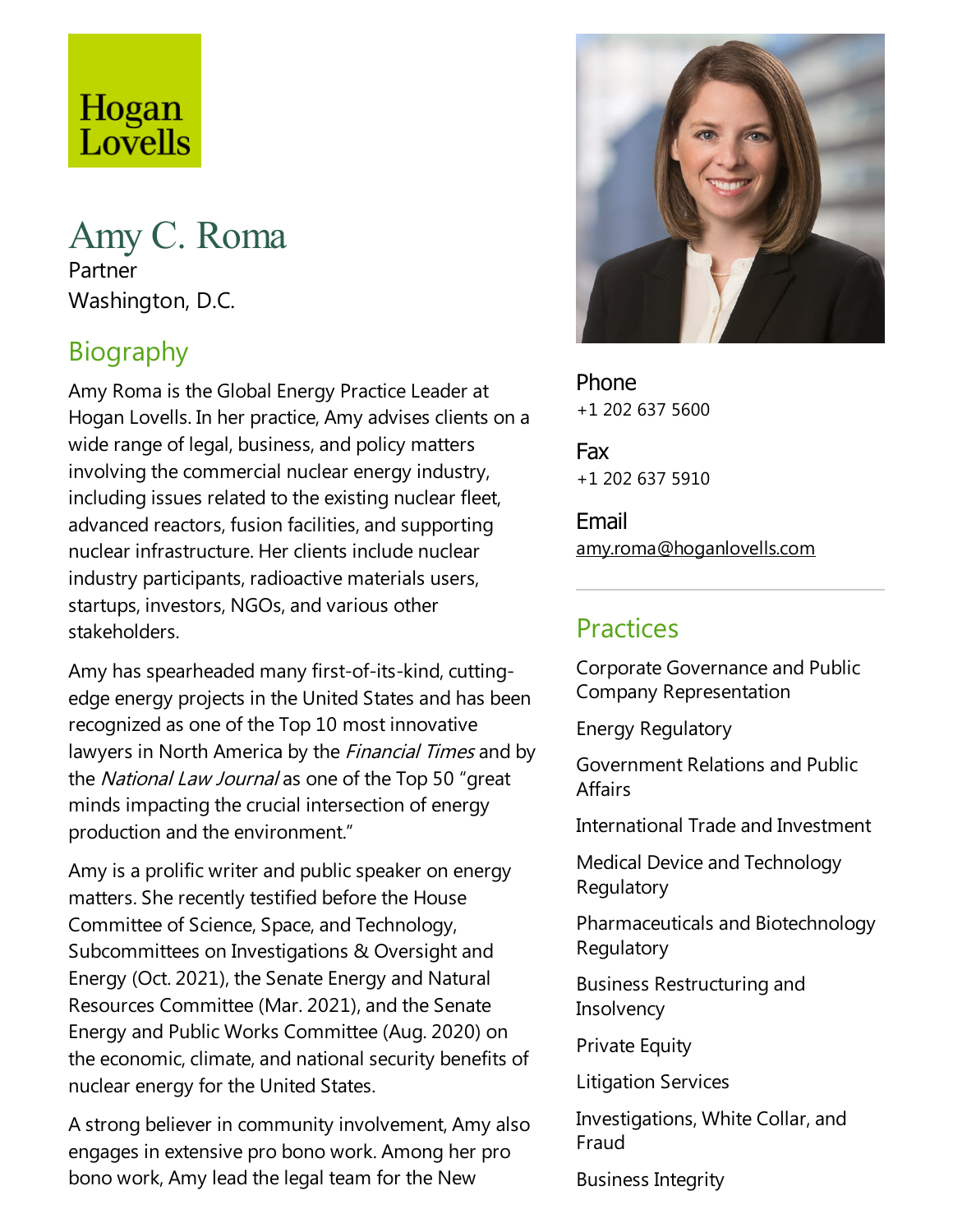Hogan Lovells

# Amy C. Roma

Partner

Washington, D.C.

## Biography

Amy Roma is the Global Energy Practice Leader at Hogan Lovells. In her practice, Amy advises clients on a wide range of legal, business, and policy matters involving the commercial nuclear energy industry, including issues related to the existing nuclear fleet, advanced reactors, fusion facilities, and supporting nuclear infrastructure. Her clients include nuclear industry participants, radioactive materials users, startups, investors, NGOs, and various other stakeholders.

Amy has spearheaded many first-of-its-kind, cutting-edge energy projects in the United States and has been recognized as one of the Top 10 most innovative lawyers in North America by the *Financial Times* and by the *National Law Journal* as one of the Top 50 "great minds impacting the crucial intersection of energy production and the environment."

Amy is a prolific writer and public speaker on energy matters. She recently testified before the House Committee of Science, Space, and Technology, Subcommittees on Investigations & Oversight and Energy (Oct. 2021), the Senate Energy and Natural Resources Committee (Mar. 2021), and the Senate Energy and Public Works Committee (Aug. 2020) on the economic, climate, and national security benefits of nuclear energy for the United States.

A strong believer in community involvement, Amy also engages in extensive pro bono work. Among her pro bono work, Amy lead the legal team for the New

**Phone**
+1 202 637 5600

**Fax**
+1 202 637 5910

**Email**
amy.roma@hoganlovells.com

## Practices

Corporate Governance and Public Company Representation

Energy Regulatory

Government Relations and Public Affairs

International Trade and Investment

Medical Device and Technology Regulatory

Pharmaceuticals and Biotechnology Regulatory

Business Restructuring and Insolvency

Private Equity

Litigation Services

Investigations, White Collar, and Fraud

Business Integrity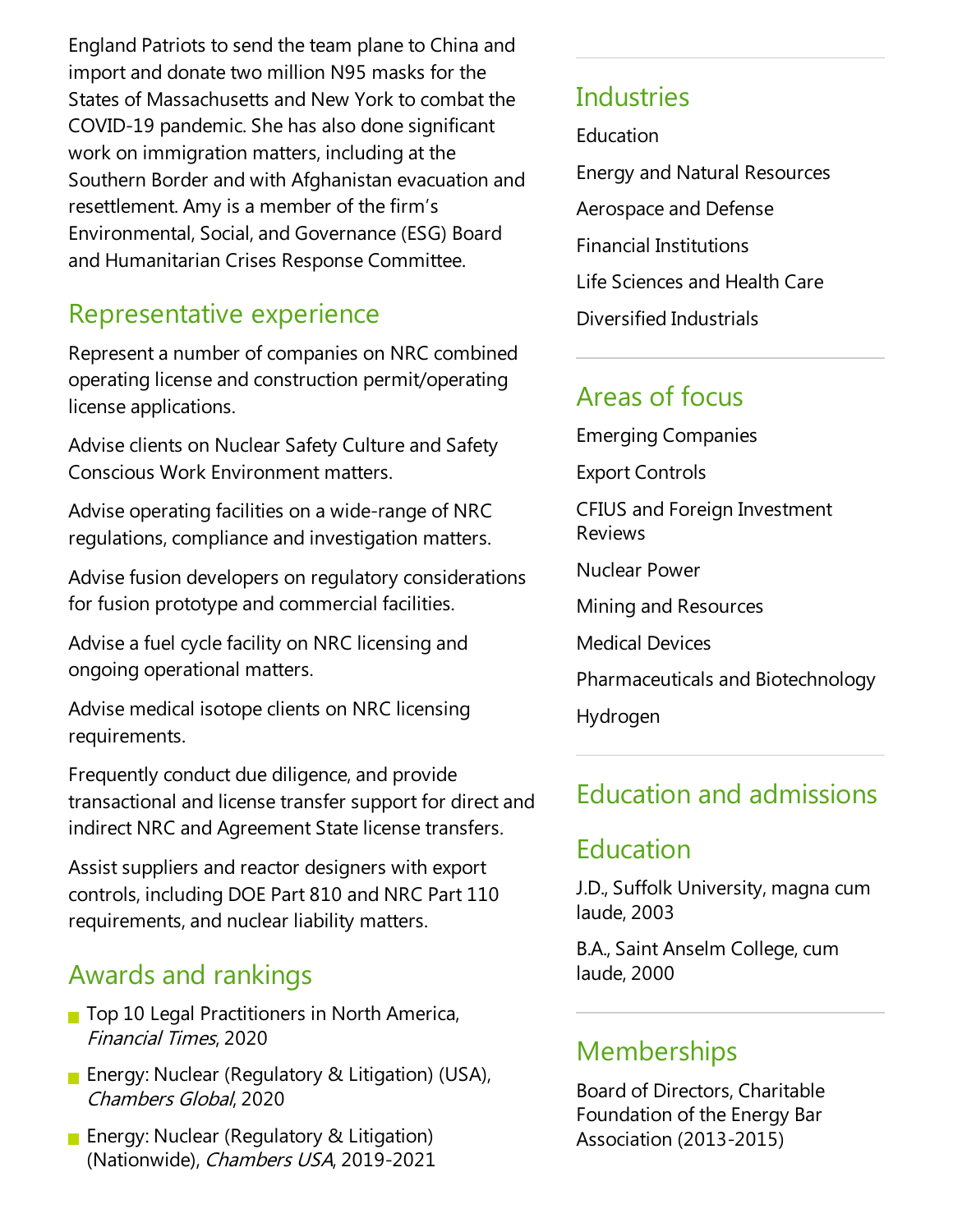England Patriots to send the team plane to China and import and donate two million N95 masks for the States of Massachusetts and New York to combat the COVID-19 pandemic. She has also done significant work on immigration matters, including at the Southern Border and with Afghanistan evacuation and resettlement. Amy is a member of the firm's Environmental, Social, and Governance (ESG) Board and Humanitarian Crises Response Committee.

## Representative experience

Represent a number of companies on NRC combined operating license and construction permit/operating license applications.

Advise clients on Nuclear Safety Culture and Safety Conscious Work Environment matters.

Advise operating facilities on a wide-range of NRC regulations, compliance and investigation matters.

Advise fusion developers on regulatory considerations for fusion prototype and commercial facilities.

Advise a fuel cycle facility on NRC licensing and ongoing operational matters.

Advise medical isotope clients on NRC licensing requirements.

Frequently conduct due diligence, and provide transactional and license transfer support for direct and indirect NRC and Agreement State license transfers.

Assist suppliers and reactor designers with export controls, including DOE Part 810 and NRC Part 110 requirements, and nuclear liability matters.

## Awards and rankings

- Top 10 Legal Practitioners in North America, *Financial Times*, 2020
- Energy: Nuclear (Regulatory & Litigation) (USA), *Chambers Global*, 2020
- Energy: Nuclear (Regulatory & Litigation) (Nationwide), *Chambers USA*, 2019-2021

## Industries

Education

Energy and Natural Resources

Aerospace and Defense

Financial Institutions

Life Sciences and Health Care

Diversified Industrials

## Areas of focus

Emerging Companies

Export Controls

CFIUS and Foreign Investment Reviews

Nuclear Power

Mining and Resources

Medical Devices

Pharmaceuticals and Biotechnology

Hydrogen

## Education and admissions

### Education

J.D., Suffolk University, magna cum laude, 2003

B.A., Saint Anselm College, cum laude, 2000

## Memberships

Board of Directors, Charitable Foundation of the Energy Bar Association (2013-2015)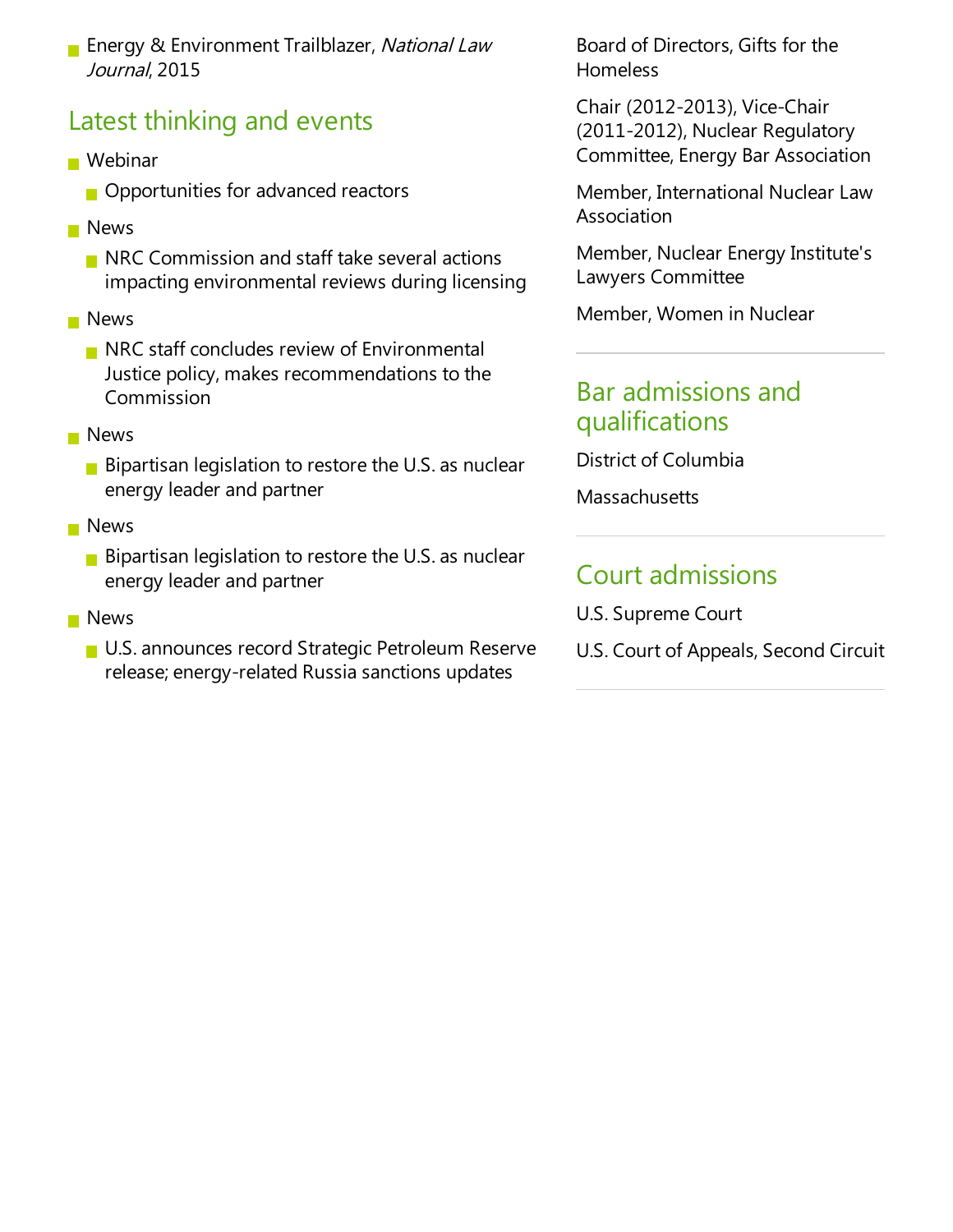- Energy & Environment Trailblazer, *National Law Journal*, 2015

## Latest thinking and events

- Webinar
  - Opportunities for advanced reactors
- News
  - NRC Commission and staff take several actions impacting environmental reviews during licensing
- News
  - NRC staff concludes review of Environmental Justice policy, makes recommendations to the Commission
- News
  - Bipartisan legislation to restore the U.S. as nuclear energy leader and partner
- News
  - Bipartisan legislation to restore the U.S. as nuclear energy leader and partner
- News
  - U.S. announces record Strategic Petroleum Reserve release; energy-related Russia sanctions updates

Board of Directors, Gifts for the Homeless

Chair (2012-2013), Vice-Chair (2011-2012), Nuclear Regulatory Committee, Energy Bar Association

Member, International Nuclear Law Association

Member, Nuclear Energy Institute's Lawyers Committee

Member, Women in Nuclear

## Bar admissions and qualifications

District of Columbia

Massachusetts

## Court admissions

U.S. Supreme Court

U.S. Court of Appeals, Second Circuit